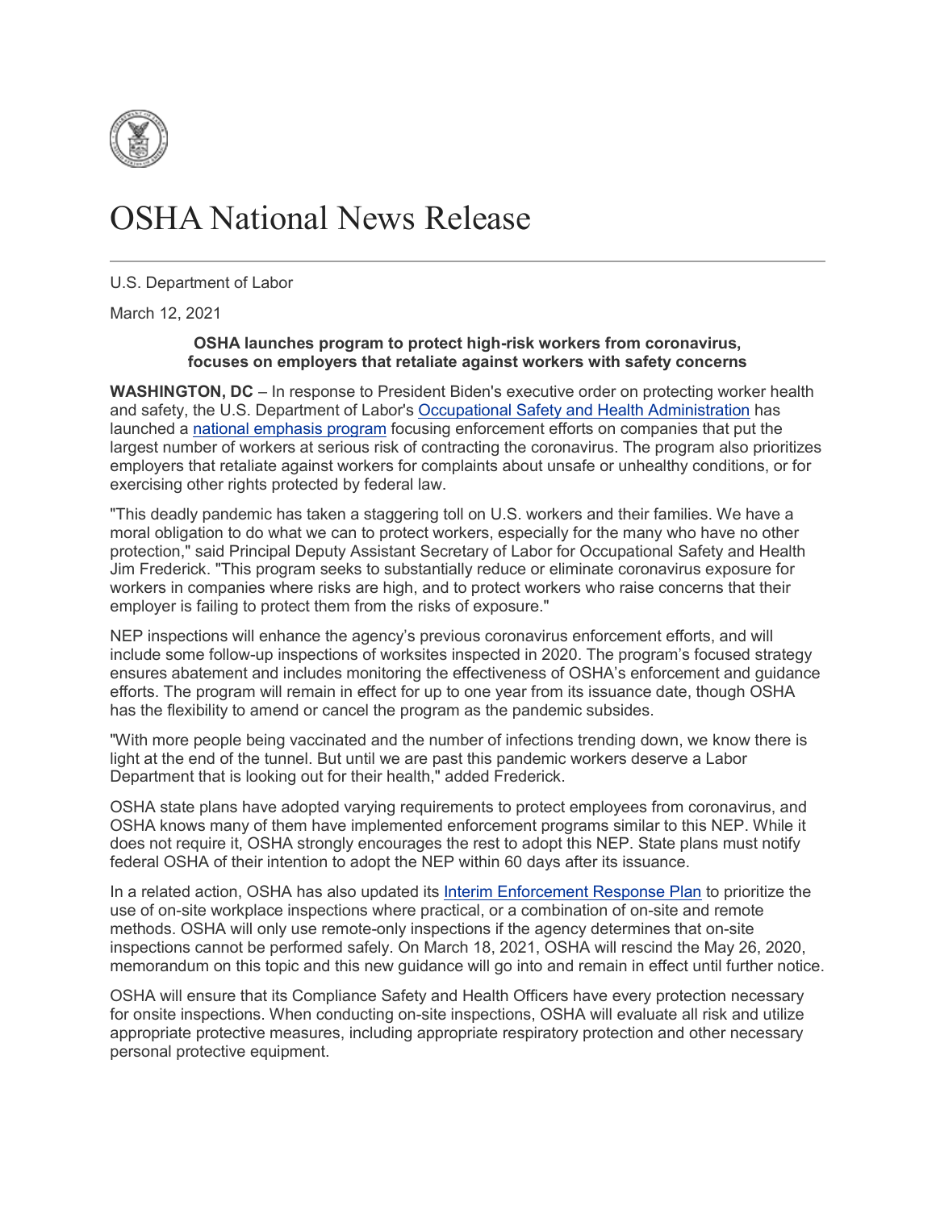# OSHA National News Release

U.S. Department of Labor

March 12, 2021

**OSHA launches program to protect high-risk workers from coronavirus, focuses on employers that retaliate against workers with safety concerns**

**WASHINGTON, DC** – In response to President Biden's executive order on protecting worker health and safety, the U.S. Department of Labor's Occupational Safety and Health Administration has launched a national emphasis program focusing enforcement efforts on companies that put the largest number of workers at serious risk of contracting the coronavirus. The program also prioritizes employers that retaliate against workers for complaints about unsafe or unhealthy conditions, or for exercising other rights protected by federal law.

"This deadly pandemic has taken a staggering toll on U.S. workers and their families. We have a moral obligation to do what we can to protect workers, especially for the many who have no other protection," said Principal Deputy Assistant Secretary of Labor for Occupational Safety and Health Jim Frederick. "This program seeks to substantially reduce or eliminate coronavirus exposure for workers in companies where risks are high, and to protect workers who raise concerns that their employer is failing to protect them from the risks of exposure."

NEP inspections will enhance the agency's previous coronavirus enforcement efforts, and will include some follow-up inspections of worksites inspected in 2020. The program's focused strategy ensures abatement and includes monitoring the effectiveness of OSHA's enforcement and guidance efforts. The program will remain in effect for up to one year from its issuance date, though OSHA has the flexibility to amend or cancel the program as the pandemic subsides.

"With more people being vaccinated and the number of infections trending down, we know there is light at the end of the tunnel. But until we are past this pandemic workers deserve a Labor Department that is looking out for their health," added Frederick.

OSHA state plans have adopted varying requirements to protect employees from coronavirus, and OSHA knows many of them have implemented enforcement programs similar to this NEP. While it does not require it, OSHA strongly encourages the rest to adopt this NEP. State plans must notify federal OSHA of their intention to adopt the NEP within 60 days after its issuance.

In a related action, OSHA has also updated its Interim Enforcement Response Plan to prioritize the use of on-site workplace inspections where practical, or a combination of on-site and remote methods. OSHA will only use remote-only inspections if the agency determines that on-site inspections cannot be performed safely. On March 18, 2021, OSHA will rescind the May 26, 2020, memorandum on this topic and this new guidance will go into and remain in effect until further notice.

OSHA will ensure that its Compliance Safety and Health Officers have every protection necessary for onsite inspections. When conducting on-site inspections, OSHA will evaluate all risk and utilize appropriate protective measures, including appropriate respiratory protection and other necessary personal protective equipment.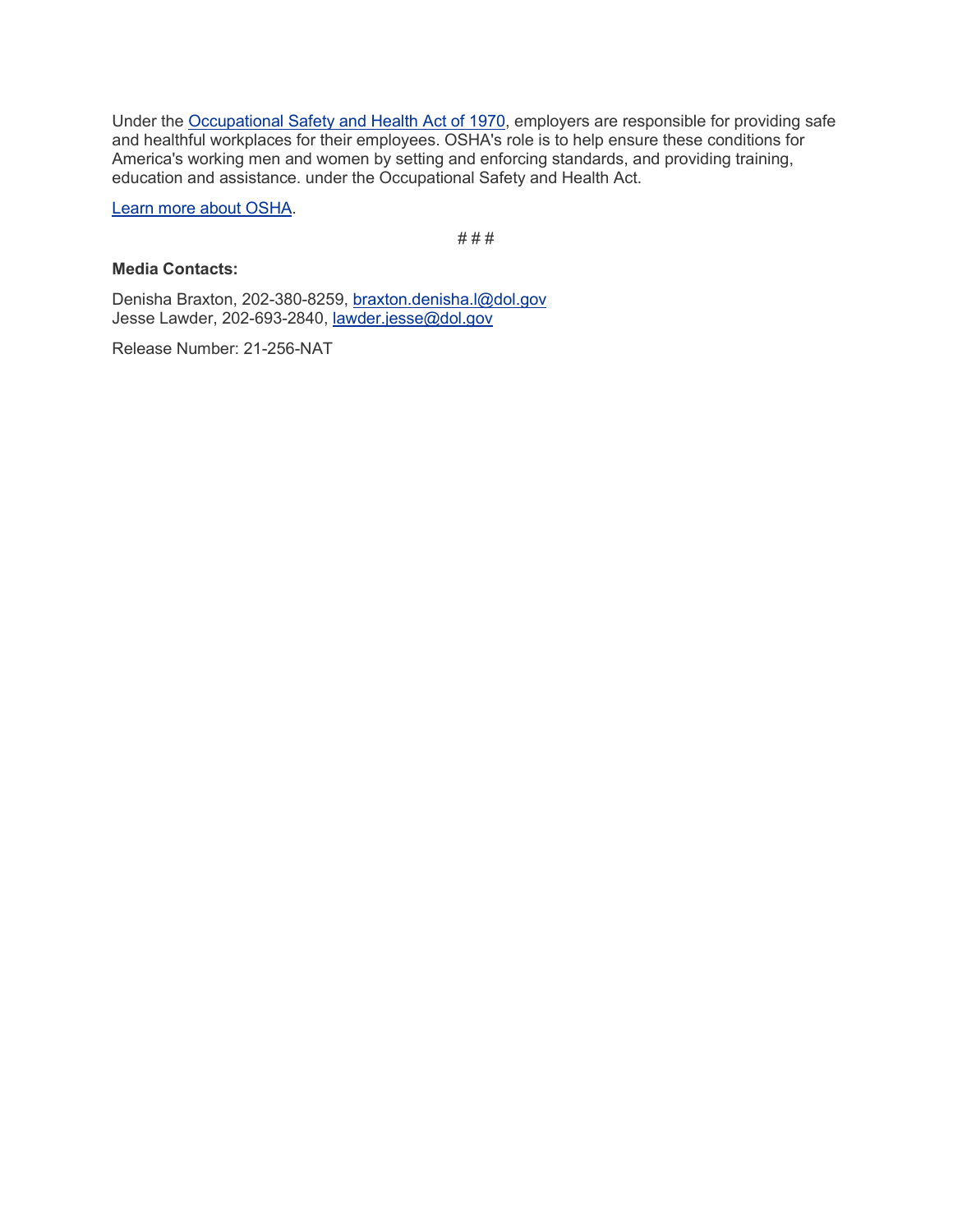Under the [Occupational Safety and Health Act of 1970](), employers are responsible for providing safe and healthful workplaces for their employees. OSHA's role is to help ensure these conditions for America's working men and women by setting and enforcing standards, and providing training, education and assistance. under the Occupational Safety and Health Act.

[Learn more about OSHA]().

# # #

**Media Contacts:**

Denisha Braxton, 202-380-8259, braxton.denisha.l@dol.gov
Jesse Lawder, 202-693-2840, lawder.jesse@dol.gov

Release Number: 21-256-NAT